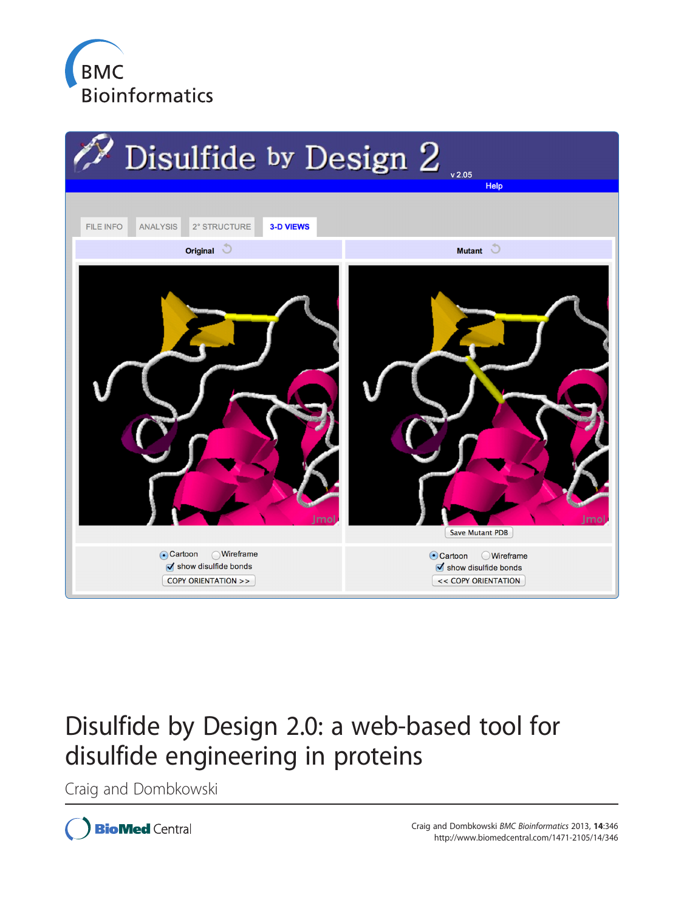BMC Bioinformatics

# Disulfide by Design 2.0: a web-based tool for disulfide engineering in proteins

Craig and Dombkowski

Craig and Dombkowski *BMC Bioinformatics* 2013, **14**:346
http://www.biomedcentral.com/1471-2105/14/346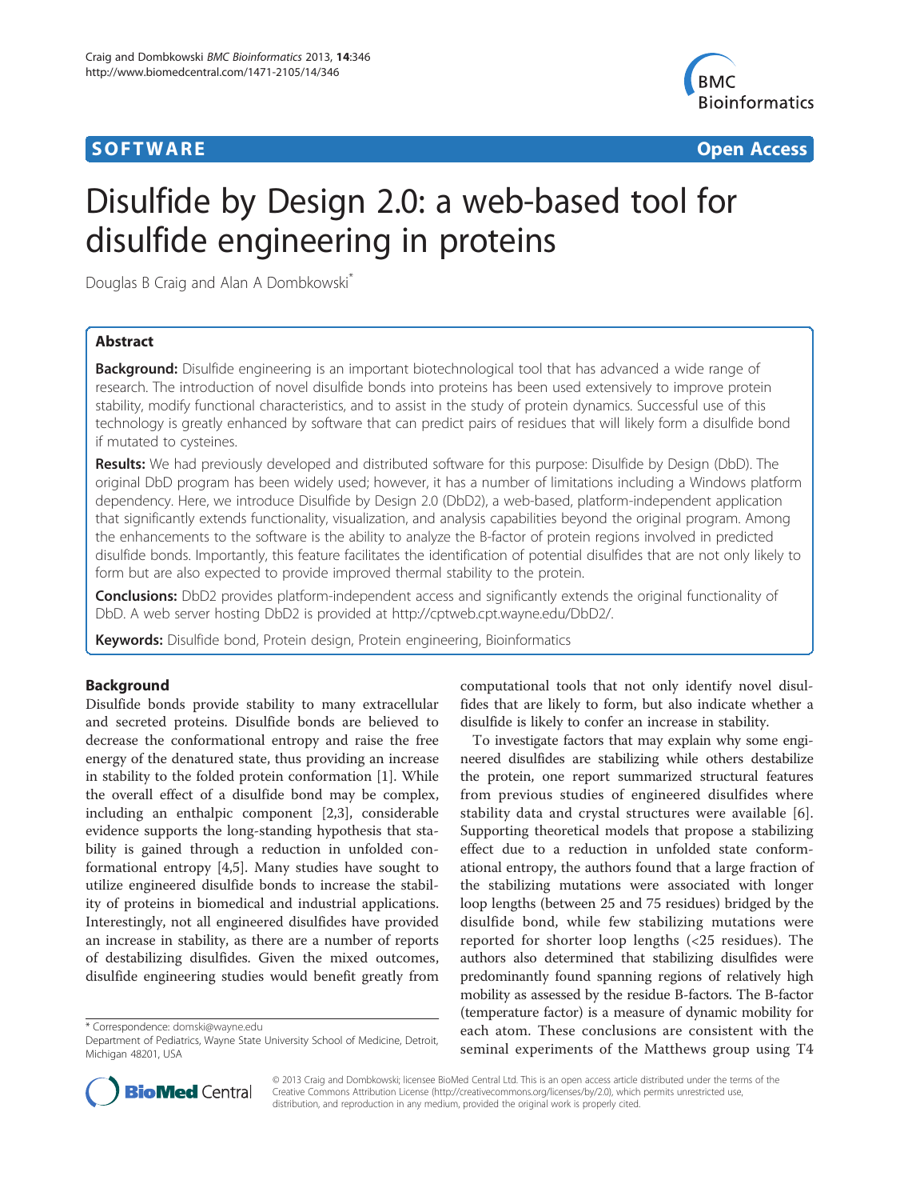# Disulfide by Design 2.0: a web-based tool for disulfide engineering in proteins

Douglas B Craig and Alan A Dombkowski*

## Abstract

**Background:** Disulfide engineering is an important biotechnological tool that has advanced a wide range of research. The introduction of novel disulfide bonds into proteins has been used extensively to improve protein stability, modify functional characteristics, and to assist in the study of protein dynamics. Successful use of this technology is greatly enhanced by software that can predict pairs of residues that will likely form a disulfide bond if mutated to cysteines.

**Results:** We had previously developed and distributed software for this purpose: Disulfide by Design (DbD). The original DbD program has been widely used; however, it has a number of limitations including a Windows platform dependency. Here, we introduce Disulfide by Design 2.0 (DbD2), a web-based, platform-independent application that significantly extends functionality, visualization, and analysis capabilities beyond the original program. Among the enhancements to the software is the ability to analyze the B-factor of protein regions involved in predicted disulfide bonds. Importantly, this feature facilitates the identification of potential disulfides that are not only likely to form but are also expected to provide improved thermal stability to the protein.

**Conclusions:** DbD2 provides platform-independent access and significantly extends the original functionality of DbD. A web server hosting DbD2 is provided at http://cptweb.cpt.wayne.edu/DbD2/.

**Keywords:** Disulfide bond, Protein design, Protein engineering, Bioinformatics

## Background

Disulfide bonds provide stability to many extracellular and secreted proteins. Disulfide bonds are believed to decrease the conformational entropy and raise the free energy of the denatured state, thus providing an increase in stability to the folded protein conformation [1]. While the overall effect of a disulfide bond may be complex, including an enthalpic component [2,3], considerable evidence supports the long-standing hypothesis that stability is gained through a reduction in unfolded conformational entropy [4,5]. Many studies have sought to utilize engineered disulfide bonds to increase the stability of proteins in biomedical and industrial applications. Interestingly, not all engineered disulfides have provided an increase in stability, as there are a number of reports of destabilizing disulfides. Given the mixed outcomes, disulfide engineering studies would benefit greatly from computational tools that not only identify novel disulfides that are likely to form, but also indicate whether a disulfide is likely to confer an increase in stability.

To investigate factors that may explain why some engineered disulfides are stabilizing while others destabilize the protein, one report summarized structural features from previous studies of engineered disulfides where stability data and crystal structures were available [6]. Supporting theoretical models that propose a stabilizing effect due to a reduction in unfolded state conformational entropy, the authors found that a large fraction of the stabilizing mutations were associated with longer loop lengths (between 25 and 75 residues) bridged by the disulfide bond, while few stabilizing mutations were reported for shorter loop lengths (<25 residues). The authors also determined that stabilizing disulfides were predominantly found spanning regions of relatively high mobility as assessed by the residue B-factors. The B-factor (temperature factor) is a measure of dynamic mobility for each atom. These conclusions are consistent with the seminal experiments of the Matthews group using T4

* Correspondence: domski@wayne.edu
Department of Pediatrics, Wayne State University School of Medicine, Detroit, Michigan 48201, USA

© 2013 Craig and Dombkowski; licensee BioMed Central Ltd. This is an open access article distributed under the terms of the Creative Commons Attribution License (http://creativecommons.org/licenses/by/2.0), which permits unrestricted use, distribution, and reproduction in any medium, provided the original work is properly cited.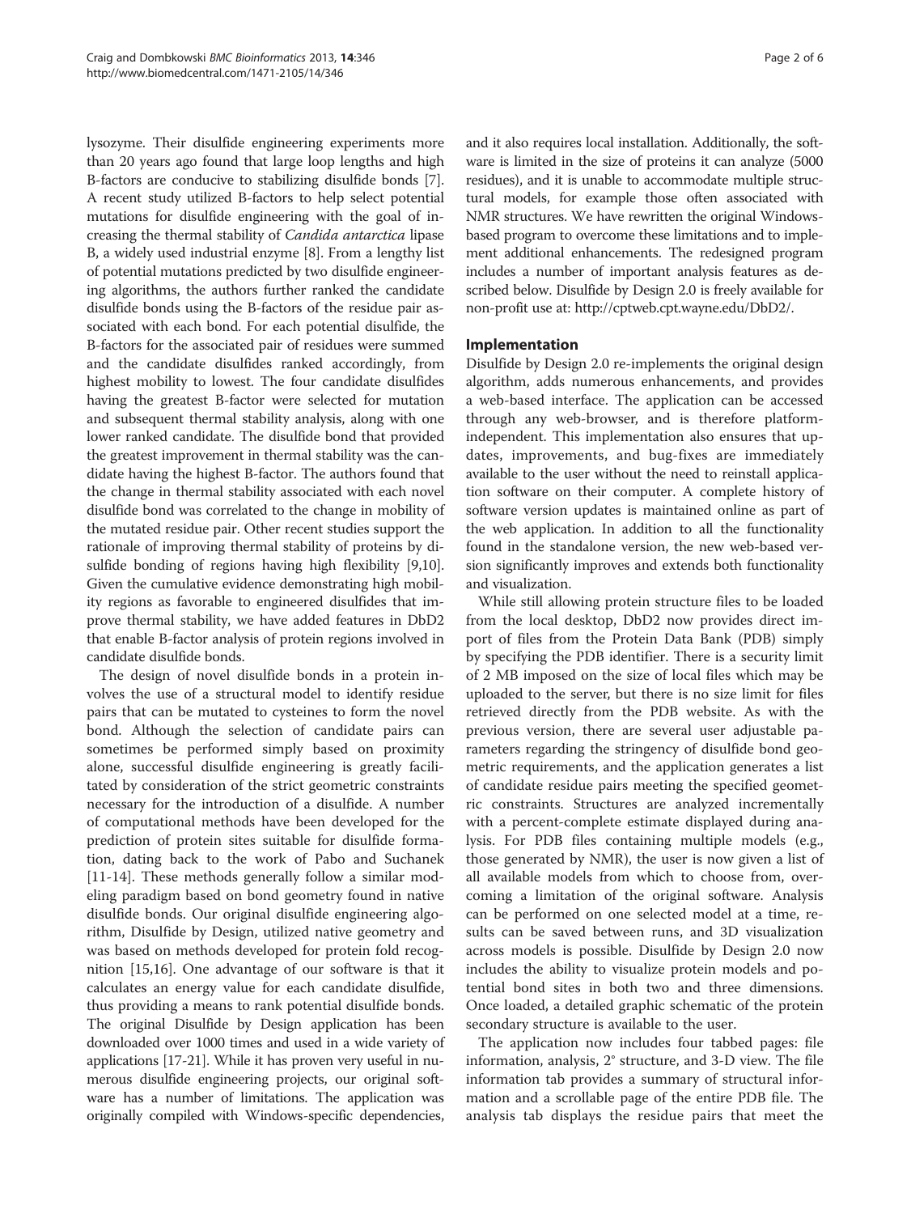lysozyme. Their disulfide engineering experiments more than 20 years ago found that large loop lengths and high B-factors are conducive to stabilizing disulfide bonds [7]. A recent study utilized B-factors to help select potential mutations for disulfide engineering with the goal of increasing the thermal stability of *Candida antarctica* lipase B, a widely used industrial enzyme [8]. From a lengthy list of potential mutations predicted by two disulfide engineering algorithms, the authors further ranked the candidate disulfide bonds using the B-factors of the residue pair associated with each bond. For each potential disulfide, the B-factors for the associated pair of residues were summed and the candidate disulfides ranked accordingly, from highest mobility to lowest. The four candidate disulfides having the greatest B-factor were selected for mutation and subsequent thermal stability analysis, along with one lower ranked candidate. The disulfide bond that provided the greatest improvement in thermal stability was the candidate having the highest B-factor. The authors found that the change in thermal stability associated with each novel disulfide bond was correlated to the change in mobility of the mutated residue pair. Other recent studies support the rationale of improving thermal stability of proteins by disulfide bonding of regions having high flexibility [9,10]. Given the cumulative evidence demonstrating high mobility regions as favorable to engineered disulfides that improve thermal stability, we have added features in DbD2 that enable B-factor analysis of protein regions involved in candidate disulfide bonds.

The design of novel disulfide bonds in a protein involves the use of a structural model to identify residue pairs that can be mutated to cysteines to form the novel bond. Although the selection of candidate pairs can sometimes be performed simply based on proximity alone, successful disulfide engineering is greatly facilitated by consideration of the strict geometric constraints necessary for the introduction of a disulfide. A number of computational methods have been developed for the prediction of protein sites suitable for disulfide formation, dating back to the work of Pabo and Suchanek [11-14]. These methods generally follow a similar modeling paradigm based on bond geometry found in native disulfide bonds. Our original disulfide engineering algorithm, Disulfide by Design, utilized native geometry and was based on methods developed for protein fold recognition [15,16]. One advantage of our software is that it calculates an energy value for each candidate disulfide, thus providing a means to rank potential disulfide bonds. The original Disulfide by Design application has been downloaded over 1000 times and used in a wide variety of applications [17-21]. While it has proven very useful in numerous disulfide engineering projects, our original software has a number of limitations. The application was originally compiled with Windows-specific dependencies, and it also requires local installation. Additionally, the software is limited in the size of proteins it can analyze (5000 residues), and it is unable to accommodate multiple structural models, for example those often associated with NMR structures. We have rewritten the original Windows-based program to overcome these limitations and to implement additional enhancements. The redesigned program includes a number of important analysis features as described below. Disulfide by Design 2.0 is freely available for non-profit use at: http://cptweb.cpt.wayne.edu/DbD2/.

## Implementation

Disulfide by Design 2.0 re-implements the original design algorithm, adds numerous enhancements, and provides a web-based interface. The application can be accessed through any web-browser, and is therefore platform-independent. This implementation also ensures that updates, improvements, and bug-fixes are immediately available to the user without the need to reinstall application software on their computer. A complete history of software version updates is maintained online as part of the web application. In addition to all the functionality found in the standalone version, the new web-based version significantly improves and extends both functionality and visualization.

While still allowing protein structure files to be loaded from the local desktop, DbD2 now provides direct import of files from the Protein Data Bank (PDB) simply by specifying the PDB identifier. There is a security limit of 2 MB imposed on the size of local files which may be uploaded to the server, but there is no size limit for files retrieved directly from the PDB website. As with the previous version, there are several user adjustable parameters regarding the stringency of disulfide bond geometric requirements, and the application generates a list of candidate residue pairs meeting the specified geometric constraints. Structures are analyzed incrementally with a percent-complete estimate displayed during analysis. For PDB files containing multiple models (e.g., those generated by NMR), the user is now given a list of all available models from which to choose from, overcoming a limitation of the original software. Analysis can be performed on one selected model at a time, results can be saved between runs, and 3D visualization across models is possible. Disulfide by Design 2.0 now includes the ability to visualize protein models and potential bond sites in both two and three dimensions. Once loaded, a detailed graphic schematic of the protein secondary structure is available to the user.

The application now includes four tabbed pages: file information, analysis, 2° structure, and 3-D view. The file information tab provides a summary of structural information and a scrollable page of the entire PDB file. The analysis tab displays the residue pairs that meet the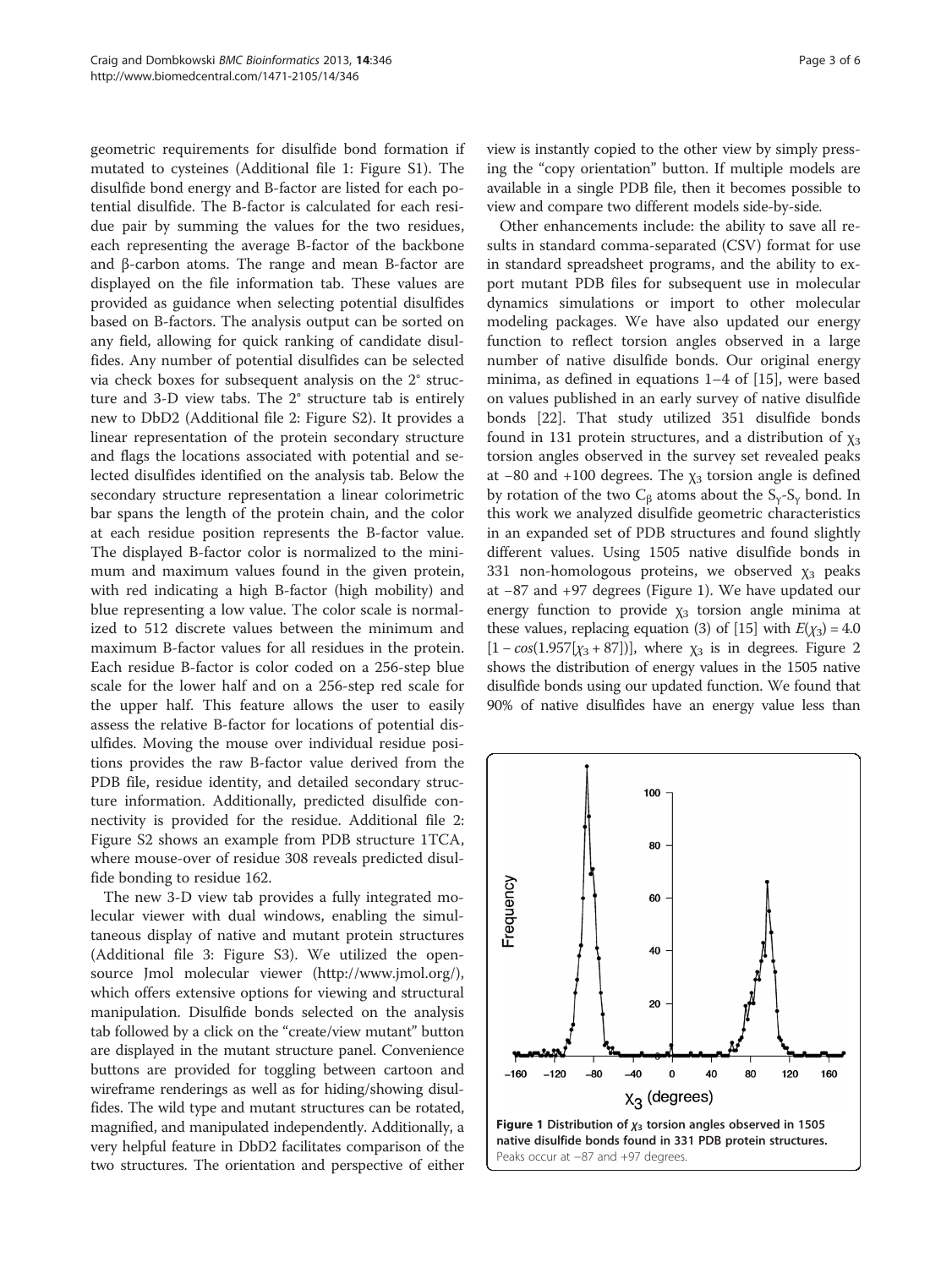geometric requirements for disulfide bond formation if mutated to cysteines (Additional file 1: Figure S1). The disulfide bond energy and B-factor are listed for each potential disulfide. The B-factor is calculated for each residue pair by summing the values for the two residues, each representing the average B-factor of the backbone and β-carbon atoms. The range and mean B-factor are displayed on the file information tab. These values are provided as guidance when selecting potential disulfides based on B-factors. The analysis output can be sorted on any field, allowing for quick ranking of candidate disulfides. Any number of potential disulfides can be selected via check boxes for subsequent analysis on the 2° structure and 3-D view tabs. The 2° structure tab is entirely new to DbD2 (Additional file 2: Figure S2). It provides a linear representation of the protein secondary structure and flags the locations associated with potential and selected disulfides identified on the analysis tab. Below the secondary structure representation a linear colorimetric bar spans the length of the protein chain, and the color at each residue position represents the B-factor value. The displayed B-factor color is normalized to the minimum and maximum values found in the given protein, with red indicating a high B-factor (high mobility) and blue representing a low value. The color scale is normalized to 512 discrete values between the minimum and maximum B-factor values for all residues in the protein. Each residue B-factor is color coded on a 256-step blue scale for the lower half and on a 256-step red scale for the upper half. This feature allows the user to easily assess the relative B-factor for locations of potential disulfides. Moving the mouse over individual residue positions provides the raw B-factor value derived from the PDB file, residue identity, and detailed secondary structure information. Additionally, predicted disulfide connectivity is provided for the residue. Additional file 2: Figure S2 shows an example from PDB structure 1TCA, where mouse-over of residue 308 reveals predicted disulfide bonding to residue 162.

The new 3-D view tab provides a fully integrated molecular viewer with dual windows, enabling the simultaneous display of native and mutant protein structures (Additional file 3: Figure S3). We utilized the open-source Jmol molecular viewer (http://www.jmol.org/), which offers extensive options for viewing and structural manipulation. Disulfide bonds selected on the analysis tab followed by a click on the "create/view mutant" button are displayed in the mutant structure panel. Convenience buttons are provided for toggling between cartoon and wireframe renderings as well as for hiding/showing disulfides. The wild type and mutant structures can be rotated, magnified, and manipulated independently. Additionally, a very helpful feature in DbD2 facilitates comparison of the two structures. The orientation and perspective of either view is instantly copied to the other view by simply pressing the "copy orientation" button. If multiple models are available in a single PDB file, then it becomes possible to view and compare two different models side-by-side.

Other enhancements include: the ability to save all results in standard comma-separated (CSV) format for use in standard spreadsheet programs, and the ability to export mutant PDB files for subsequent use in molecular dynamics simulations or import to other molecular modeling packages. We have also updated our energy function to reflect torsion angles observed in a large number of native disulfide bonds. Our original energy minima, as defined in equations 1–4 of [15], were based on values published in an early survey of native disulfide bonds [22]. That study utilized 351 disulfide bonds found in 131 protein structures, and a distribution of $\chi_3$ torsion angles observed in the survey set revealed peaks at −80 and +100 degrees. The $\chi_3$ torsion angle is defined by rotation of the two $C_\beta$ atoms about the $S_\gamma$-$S_\gamma$ bond. In this work we analyzed disulfide geometric characteristics in an expanded set of PDB structures and found slightly different values. Using 1505 native disulfide bonds in 331 non-homologous proteins, we observed $\chi_3$ peaks at −87 and +97 degrees (Figure 1). We have updated our energy function to provide $\chi_3$ torsion angle minima at these values, replacing equation (3) of [15] with $E(\chi_3) = 4.0 [1 - \cos(1.957[\chi_3 + 87])]$, where $\chi_3$ is in degrees. Figure 2 shows the distribution of energy values in the 1505 native disulfide bonds using our updated function. We found that 90% of native disulfides have an energy value less than

**Figure 1 Distribution of $\chi_3$ torsion angles observed in 1505 native disulfide bonds found in 331 PDB protein structures.** Peaks occur at −87 and +97 degrees.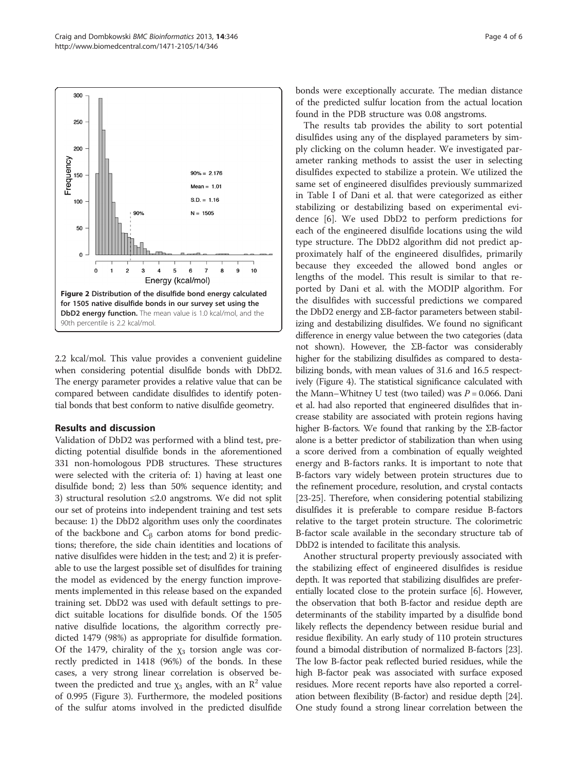Figure 2 Distribution of the disulfide bond energy calculated for 1505 native disulfide bonds in our survey set using the DbD2 energy function. The mean value is 1.0 kcal/mol, and the 90th percentile is 2.2 kcal/mol.

2.2 kcal/mol. This value provides a convenient guideline when considering potential disulfide bonds with DbD2. The energy parameter provides a relative value that can be compared between candidate disulfides to identify potential bonds that best conform to native disulfide geometry.

## Results and discussion

Validation of DbD2 was performed with a blind test, predicting potential disulfide bonds in the aforementioned 331 non-homologous PDB structures. These structures were selected with the criteria of: 1) having at least one disulfide bond; 2) less than 50% sequence identity; and 3) structural resolution ≤2.0 angstroms. We did not split our set of proteins into independent training and test sets because: 1) the DbD2 algorithm uses only the coordinates of the backbone and $C_\beta$ carbon atoms for bond predictions; therefore, the side chain identities and locations of native disulfides were hidden in the test; and 2) it is preferable to use the largest possible set of disulfides for training the model as evidenced by the energy function improvements implemented in this release based on the expanded training set. DbD2 was used with default settings to predict suitable locations for disulfide bonds. Of the 1505 native disulfide locations, the algorithm correctly predicted 1479 (98%) as appropriate for disulfide formation. Of the 1479, chirality of the $\chi_3$ torsion angle was correctly predicted in 1418 (96%) of the bonds. In these cases, a very strong linear correlation is observed between the predicted and true $\chi_3$ angles, with an $R^2$ value of 0.995 (Figure 3). Furthermore, the modeled positions of the sulfur atoms involved in the predicted disulfide bonds were exceptionally accurate. The median distance of the predicted sulfur location from the actual location found in the PDB structure was 0.08 angstroms.

The results tab provides the ability to sort potential disulfides using any of the displayed parameters by simply clicking on the column header. We investigated parameter ranking methods to assist the user in selecting disulfides expected to stabilize a protein. We utilized the same set of engineered disulfides previously summarized in Table I of Dani et al. that were categorized as either stabilizing or destabilizing based on experimental evidence [6]. We used DbD2 to perform predictions for each of the engineered disulfide locations using the wild type structure. The DbD2 algorithm did not predict approximately half of the engineered disulfides, primarily because they exceeded the allowed bond angles or lengths of the model. This result is similar to that reported by Dani et al. with the MODIP algorithm. For the disulfides with successful predictions we compared the DbD2 energy and ΣB-factor parameters between stabilizing and destabilizing disulfides. We found no significant difference in energy value between the two categories (data not shown). However, the ΣB-factor was considerably higher for the stabilizing disulfides as compared to destabilizing bonds, with mean values of 31.6 and 16.5 respectively (Figure 4). The statistical significance calculated with the Mann–Whitney U test (two tailed) was $P = 0.066$. Dani et al. had also reported that engineered disulfides that increase stability are associated with protein regions having higher B-factors. We found that ranking by the ΣB-factor alone is a better predictor of stabilization than when using a score derived from a combination of equally weighted energy and B-factors ranks. It is important to note that B-factors vary widely between protein structures due to the refinement procedure, resolution, and crystal contacts [23-25]. Therefore, when considering potential stabilizing disulfides it is preferable to compare residue B-factors relative to the target protein structure. The colorimetric B-factor scale available in the secondary structure tab of DbD2 is intended to facilitate this analysis.

Another structural property previously associated with the stabilizing effect of engineered disulfides is residue depth. It was reported that stabilizing disulfides are preferentially located close to the protein surface [6]. However, the observation that both B-factor and residue depth are determinants of the stability imparted by a disulfide bond likely reflects the dependency between residue burial and residue flexibility. An early study of 110 protein structures found a bimodal distribution of normalized B-factors [23]. The low B-factor peak reflected buried residues, while the high B-factor peak was associated with surface exposed residues. More recent reports have also reported a correlation between flexibility (B-factor) and residue depth [24]. One study found a strong linear correlation between the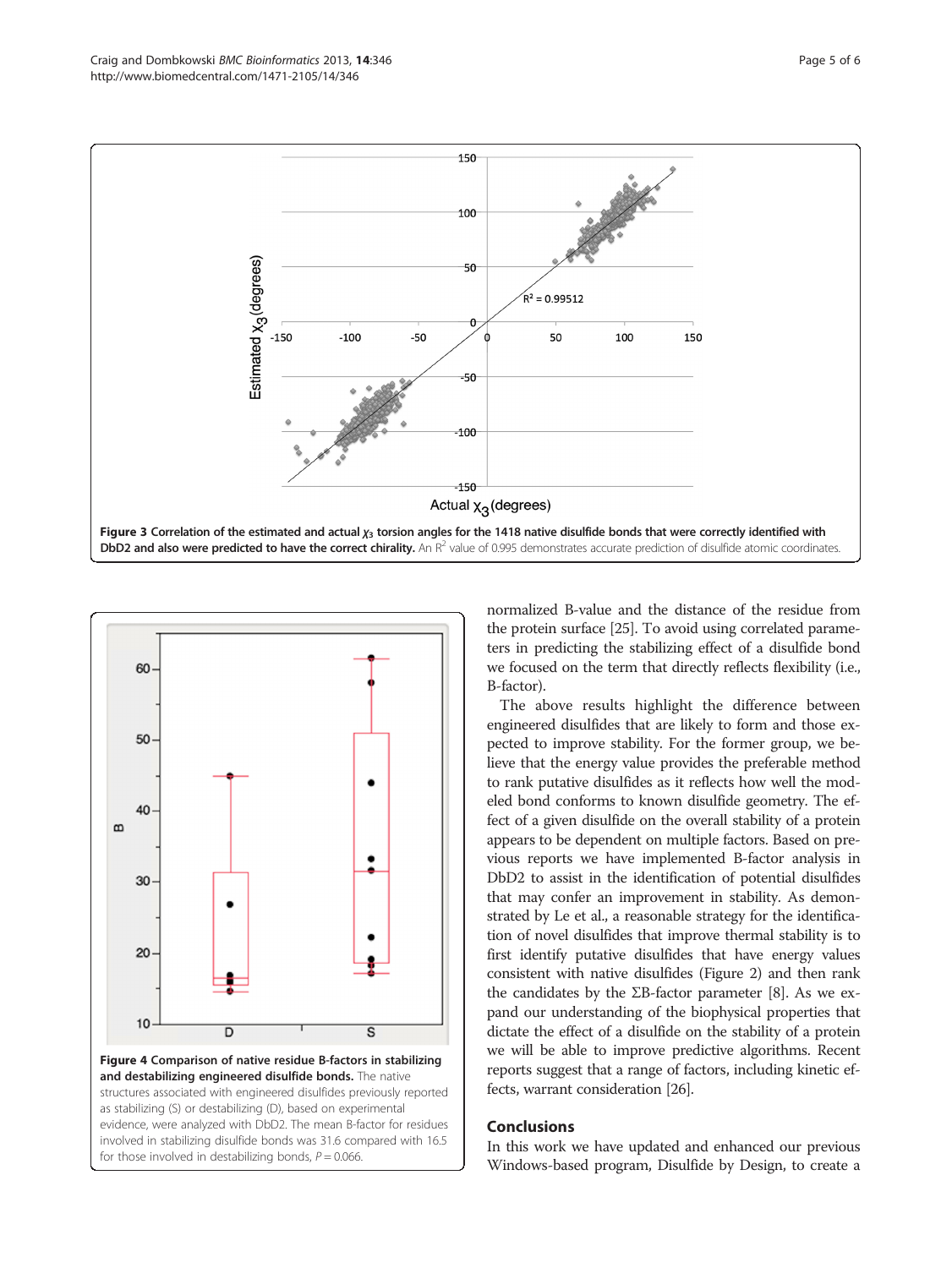Figure 3 Correlation of the estimated and actual $\chi_3$ torsion angles for the 1418 native disulfide bonds that were correctly identified with DbD2 and also were predicted to have the correct chirality. An $R^2$ value of 0.995 demonstrates accurate prediction of disulfide atomic coordinates.

Figure 4 Comparison of native residue B-factors in stabilizing and destabilizing engineered disulfide bonds. The native structures associated with engineered disulfides previously reported as stabilizing (S) or destabilizing (D), based on experimental evidence, were analyzed with DbD2. The mean B-factor for residues involved in stabilizing disulfide bonds was 31.6 compared with 16.5 for those involved in destabilizing bonds, $P = 0.066$.

normalized B-value and the distance of the residue from the protein surface [25]. To avoid using correlated parameters in predicting the stabilizing effect of a disulfide bond we focused on the term that directly reflects flexibility (i.e., B-factor).

The above results highlight the difference between engineered disulfides that are likely to form and those expected to improve stability. For the former group, we believe that the energy value provides the preferable method to rank putative disulfides as it reflects how well the modeled bond conforms to known disulfide geometry. The effect of a given disulfide on the overall stability of a protein appears to be dependent on multiple factors. Based on previous reports we have implemented B-factor analysis in DbD2 to assist in the identification of potential disulfides that may confer an improvement in stability. As demonstrated by Le et al., a reasonable strategy for the identification of novel disulfides that improve thermal stability is to first identify putative disulfides that have energy values consistent with native disulfides (Figure 2) and then rank the candidates by the ΣB-factor parameter [8]. As we expand our understanding of the biophysical properties that dictate the effect of a disulfide on the stability of a protein we will be able to improve predictive algorithms. Recent reports suggest that a range of factors, including kinetic effects, warrant consideration [26].

## Conclusions

In this work we have updated and enhanced our previous Windows-based program, Disulfide by Design, to create a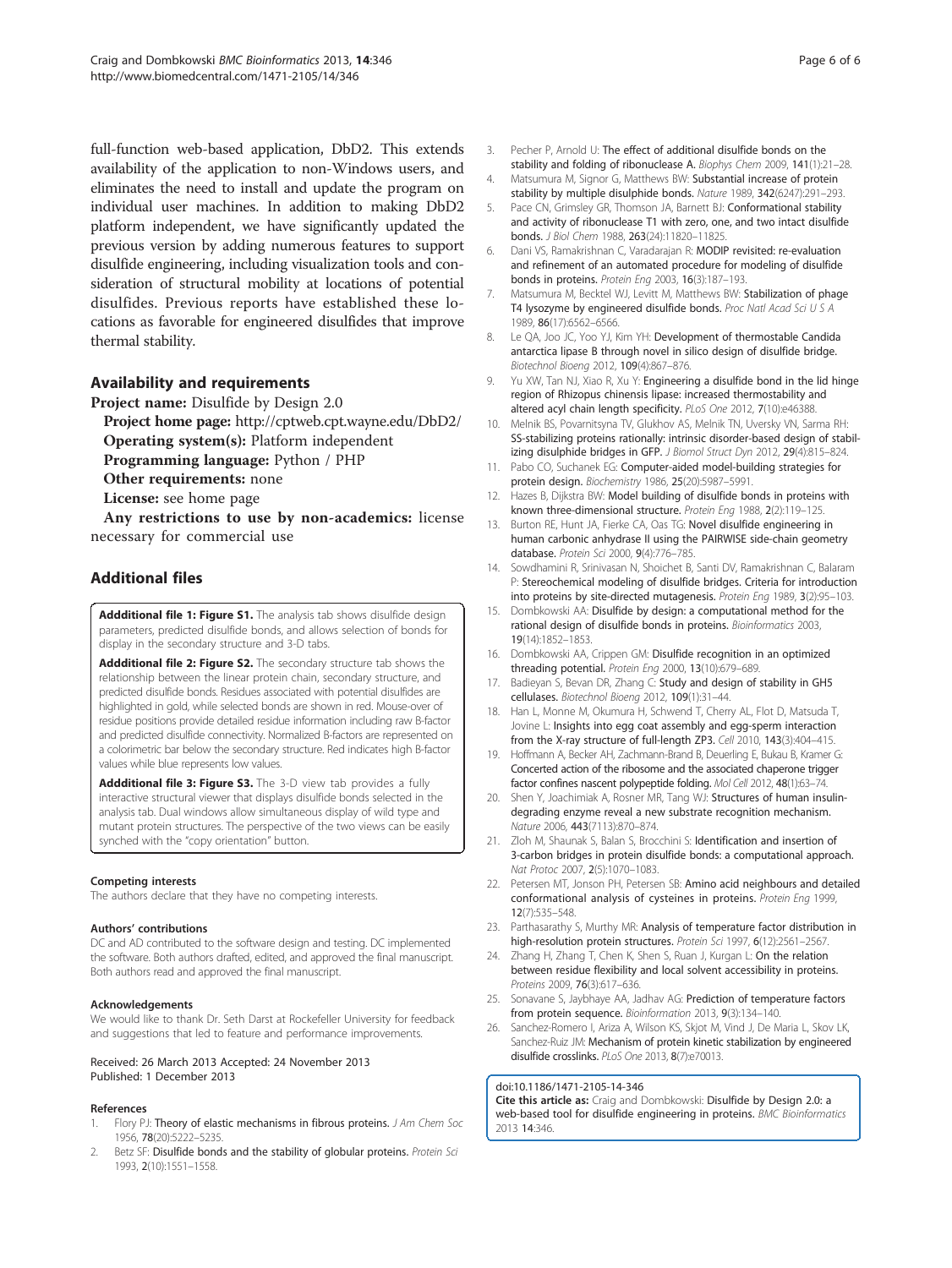full-function web-based application, DbD2. This extends availability of the application to non-Windows users, and eliminates the need to install and update the program on individual user machines. In addition to making DbD2 platform independent, we have significantly updated the previous version by adding numerous features to support disulfide engineering, including visualization tools and consideration of structural mobility at locations of potential disulfides. Previous reports have established these locations as favorable for engineered disulfides that improve thermal stability.

## Availability and requirements

**Project name:** Disulfide by Design 2.0

**Project home page:** http://cptweb.cpt.wayne.edu/DbD2/

**Operating system(s):** Platform independent

**Programming language:** Python / PHP

**Other requirements:** none

**License:** see home page

**Any restrictions to use by non-academics:** license necessary for commercial use

## Additional files

**Addditional file 1: Figure S1.** The analysis tab shows disulfide design parameters, predicted disulfide bonds, and allows selection of bonds for display in the secondary structure and 3-D tabs.

**Addditional file 2: Figure S2.** The secondary structure tab shows the relationship between the linear protein chain, secondary structure, and predicted disulfide bonds. Residues associated with potential disulfides are highlighted in gold, while selected bonds are shown in red. Mouse-over of residue positions provide detailed residue information including raw B-factor and predicted disulfide connectivity. Normalized B-factors are represented on a colorimetric bar below the secondary structure. Red indicates high B-factor values while blue represents low values.

**Addditional file 3: Figure S3.** The 3-D view tab provides a fully interactive structural viewer that displays disulfide bonds selected in the analysis tab. Dual windows allow simultaneous display of wild type and mutant protein structures. The perspective of the two views can be easily synched with the "copy orientation" button.

#### Competing interests

The authors declare that they have no competing interests.

#### Authors' contributions

DC and AD contributed to the software design and testing. DC implemented the software. Both authors drafted, edited, and approved the final manuscript. Both authors read and approved the final manuscript.

#### Acknowledgements

We would like to thank Dr. Seth Darst at Rockefeller University for feedback and suggestions that led to feature and performance improvements.

Received: 26 March 2013 Accepted: 24 November 2013
Published: 1 December 2013

#### References

1. Flory PJ: **Theory of elastic mechanisms in fibrous proteins.** *J Am Chem Soc* 1956, **78**(20):5222–5235.
2. Betz SF: **Disulfide bonds and the stability of globular proteins.** *Protein Sci* 1993, **2**(10):1551–1558.
3. Pecher P, Arnold U: **The effect of additional disulfide bonds on the stability and folding of ribonuclease A.** *Biophys Chem* 2009, **141**(1):21–28.
4. Matsumura M, Signor G, Matthews BW: **Substantial increase of protein stability by multiple disulphide bonds.** *Nature* 1989, **342**(6247):291–293.
5. Pace CN, Grimsley GR, Thomson JA, Barnett BJ: **Conformational stability and activity of ribonuclease T1 with zero, one, and two intact disulfide bonds.** *J Biol Chem* 1988, **263**(24):11820–11825.
6. Dani VS, Ramakrishnan C, Varadarajan R: **MODIP revisited: re-evaluation and refinement of an automated procedure for modeling of disulfide bonds in proteins.** *Protein Eng* 2003, **16**(3):187–193.
7. Matsumura M, Becktel WJ, Levitt M, Matthews BW: **Stabilization of phage T4 lysozyme by engineered disulfide bonds.** *Proc Natl Acad Sci U S A* 1989, **86**(17):6562–6566.
8. Le QA, Joo JC, Yoo YJ, Kim YH: **Development of thermostable Candida antarctica lipase B through novel in silico design of disulfide bridge.** *Biotechnol Bioeng* 2012, **109**(4):867–876.
9. Yu XW, Tan NJ, Xiao R, Xu Y: **Engineering a disulfide bond in the lid hinge region of Rhizopus chinensis lipase: increased thermostability and altered acyl chain length specificity.** *PLoS One* 2012, **7**(10):e46388.
10. Melnik BS, Povarnitsyna TV, Glukhov AS, Melnik TN, Uversky VN, Sarma RH: **SS-stabilizing proteins rationally: intrinsic disorder-based design of stabilizing disulphide bridges in GFP.** *J Biomol Struct Dyn* 2012, **29**(4):815–824.
11. Pabo CO, Suchanek EG: **Computer-aided model-building strategies for protein design.** *Biochemistry* 1986, **25**(20):5987–5991.
12. Hazes B, Dijkstra BW: **Model building of disulfide bonds in proteins with known three-dimensional structure.** *Protein Eng* 1988, **2**(2):119–125.
13. Burton RE, Hunt JA, Fierke CA, Oas TG: **Novel disulfide engineering in human carbonic anhydrase II using the PAIRWISE side-chain geometry database.** *Protein Sci* 2000, **9**(4):776–785.
14. Sowdhamini R, Srinivasan N, Shoichet B, Santi DV, Ramakrishnan C, Balaram P: **Stereochemical modeling of disulfide bridges. Criteria for introduction into proteins by site-directed mutagenesis.** *Protein Eng* 1989, **3**(2):95–103.
15. Dombkowski AA: **Disulfide by design: a computational method for the rational design of disulfide bonds in proteins.** *Bioinformatics* 2003, **19**(14):1852–1853.
16. Dombkowski AA, Crippen GM: **Disulfide recognition in an optimized threading potential.** *Protein Eng* 2000, **13**(10):679–689.
17. Badieyan S, Bevan DR, Zhang C: **Study and design of stability in GH5 cellulases.** *Biotechnol Bioeng* 2012, **109**(1):31–44.
18. Han L, Monne M, Okumura H, Schwend T, Cherry AL, Flot D, Matsuda T, Jovine L: **Insights into egg coat assembly and egg-sperm interaction from the X-ray structure of full-length ZP3.** *Cell* 2010, **143**(3):404–415.
19. Hoffmann A, Becker AH, Zachmann-Brand B, Deuerling E, Bukau B, Kramer G: **Concerted action of the ribosome and the associated chaperone trigger factor confines nascent polypeptide folding.** *Mol Cell* 2012, **48**(1):63–74.
20. Shen Y, Joachimiak A, Rosner MR, Tang WJ: **Structures of human insulin-degrading enzyme reveal a new substrate recognition mechanism.** *Nature* 2006, **443**(7113):870–874.
21. Zloh M, Shaunak S, Balan S, Brocchini S: **Identification and insertion of 3-carbon bridges in protein disulfide bonds: a computational approach.** *Nat Protoc* 2007, **2**(5):1070–1083.
22. Petersen MT, Jonson PH, Petersen SB: **Amino acid neighbours and detailed conformational analysis of cysteines in proteins.** *Protein Eng* 1999, **12**(7):535–548.
23. Parthasarathy S, Murthy MR: **Analysis of temperature factor distribution in high-resolution protein structures.** *Protein Sci* 1997, **6**(12):2561–2567.
24. Zhang H, Zhang T, Chen K, Shen S, Ruan J, Kurgan L: **On the relation between residue flexibility and local solvent accessibility in proteins.** *Proteins* 2009, **76**(3):617–636.
25. Sonavane S, Jaybhaye AA, Jadhav AG: **Prediction of temperature factors from protein sequence.** *Bioinformation* 2013, **9**(3):134–140.
26. Sanchez-Romero I, Ariza A, Wilson KS, Skjot M, Vind J, De Maria L, Skov LK, Sanchez-Ruiz JM: **Mechanism of protein kinetic stabilization by engineered disulfide crosslinks.** *PLoS One* 2013, **8**(7):e70013.

doi:10.1186/1471-2105-14-346

**Cite this article as:** Craig and Dombkowski: Disulfide by Design 2.0: a web-based tool for disulfide engineering in proteins. *BMC Bioinformatics* 2013 **14**:346.